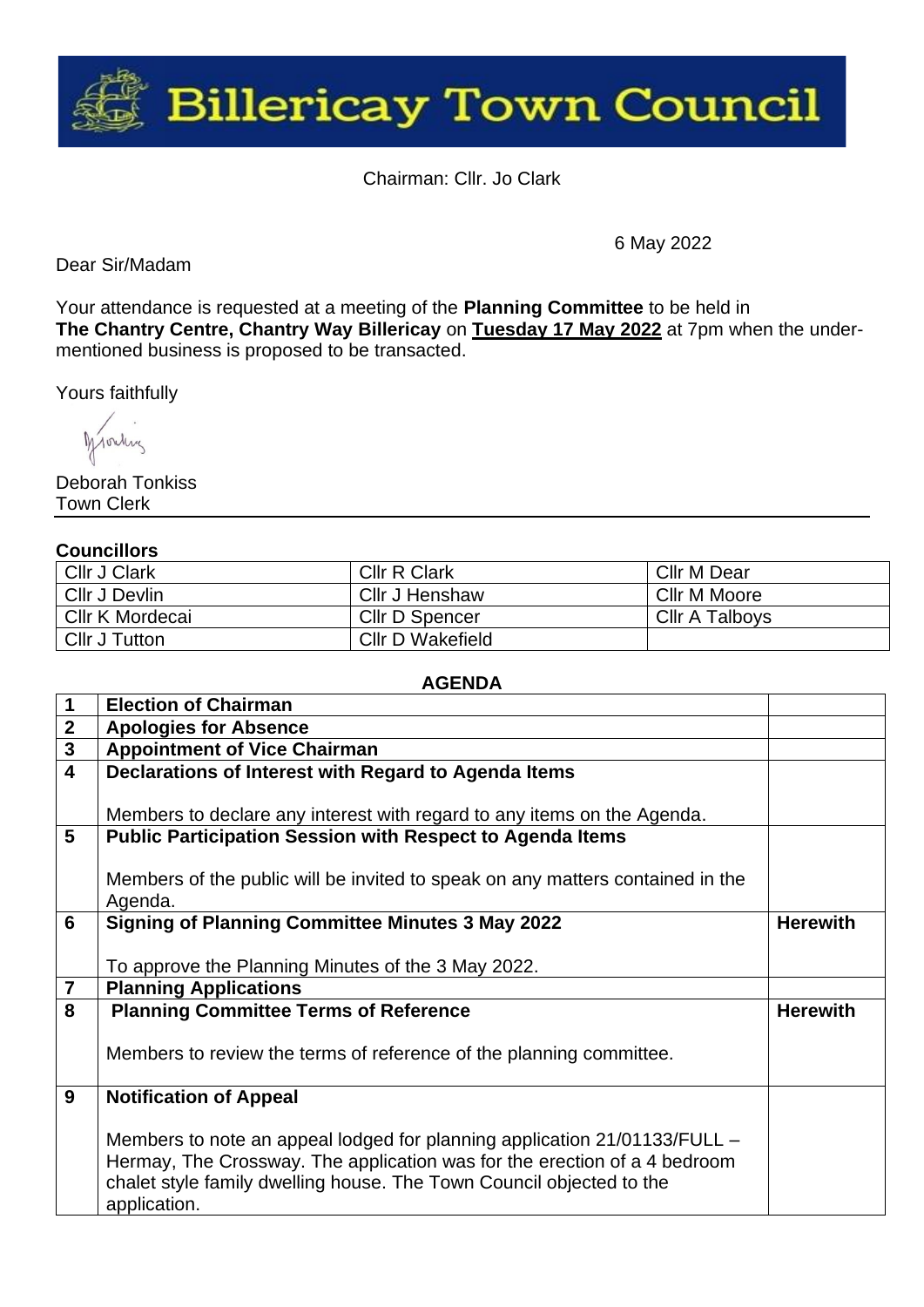# Billericay Town Council

Chairman: Cllr. Jo Clark

6 May 2022

Dear Sir/Madam

Your attendance is requested at a meeting of the **Planning Committee** to be held in **The Chantry Centre, Chantry Way Billericay** on **Tuesday 17 May 2022** at 7pm when the under-mentioned business is proposed to be transacted.

Yours faithfully

Deborah Tonkiss
Town Clerk

**Councillors**

| | | |
|---|---|---|
| Cllr J Clark | Cllr R Clark | Cllr M Dear |
| Cllr J Devlin | Cllr J Henshaw | Cllr M Moore |
| Cllr K Mordecai | Cllr D Spencer | Cllr A Talboys |
| Cllr J Tutton | Cllr D Wakefield | |

**AGENDA**

| | | |
|---|---|---|
| **1** | **Election of Chairman** | |
| **2** | **Apologies for Absence** | |
| **3** | **Appointment of Vice Chairman** | |
| **4** | **Declarations of Interest with Regard to Agenda Items**<br><br>Members to declare any interest with regard to any items on the Agenda. | |
| **5** | **Public Participation Session with Respect to Agenda Items**<br><br>Members of the public will be invited to speak on any matters contained in the Agenda. | |
| **6** | **Signing of Planning Committee Minutes 3 May 2022**<br><br>To approve the Planning Minutes of the 3 May 2022. | **Herewith** |
| **7** | **Planning Applications** | |
| **8** | **Planning Committee Terms of Reference**<br><br>Members to review the terms of reference of the planning committee. | **Herewith** |
| **9** | **Notification of Appeal**<br><br>Members to note an appeal lodged for planning application 21/01133/FULL – Hermay, The Crossway. The application was for the erection of a 4 bedroom chalet style family dwelling house. The Town Council objected to the application. | |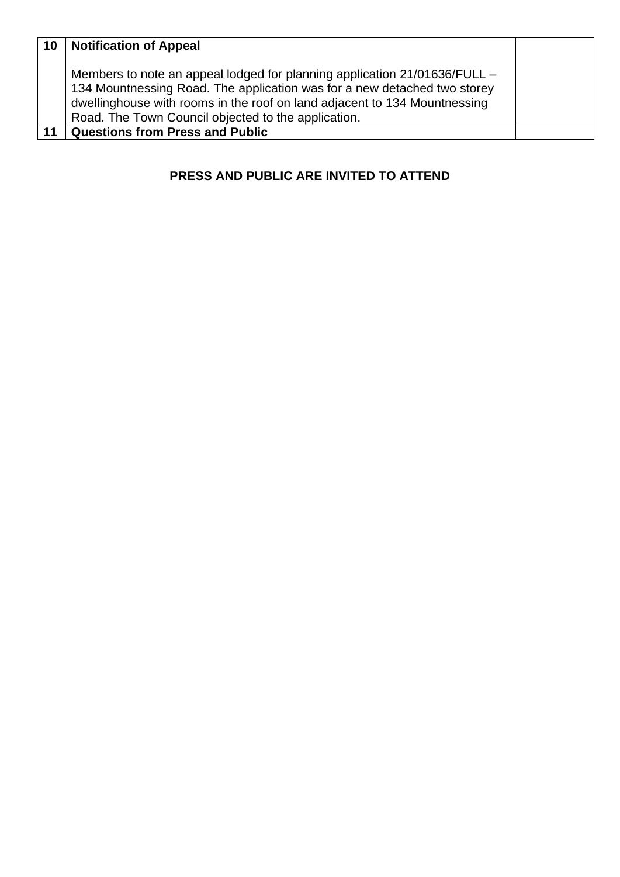| 10 | **Notification of Appeal**<br><br>Members to note an appeal lodged for planning application 21/01636/FULL – 134 Mountnessing Road. The application was for a new detached two storey dwellinghouse with rooms in the roof on land adjacent to 134 Mountnessing Road. The Town Council objected to the application. | |
|---|---|---|
| 11 | **Questions from Press and Public** | |

**PRESS AND PUBLIC ARE INVITED TO ATTEND**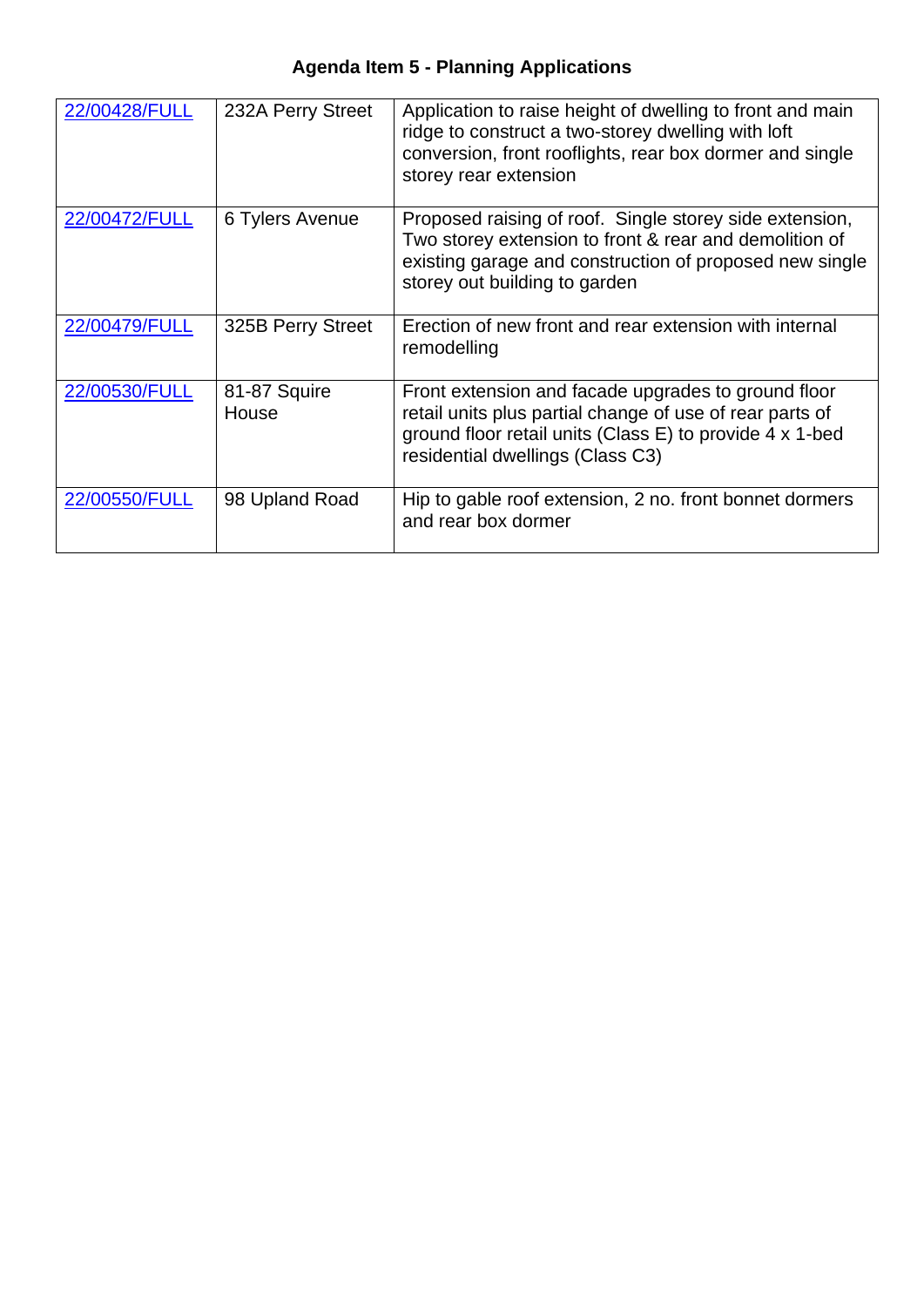# Agenda Item 5 - Planning Applications

| | | |
|---|---|---|
| 22/00428/FULL | 232A Perry Street | Application to raise height of dwelling to front and main ridge to construct a two-storey dwelling with loft conversion, front rooflights, rear box dormer and single storey rear extension |
| 22/00472/FULL | 6 Tylers Avenue | Proposed raising of roof. Single storey side extension, Two storey extension to front & rear and demolition of existing garage and construction of proposed new single storey out building to garden |
| 22/00479/FULL | 325B Perry Street | Erection of new front and rear extension with internal remodelling |
| 22/00530/FULL | 81-87 Squire House | Front extension and facade upgrades to ground floor retail units plus partial change of use of rear parts of ground floor retail units (Class E) to provide 4 x 1-bed residential dwellings (Class C3) |
| 22/00550/FULL | 98 Upland Road | Hip to gable roof extension, 2 no. front bonnet dormers and rear box dormer |